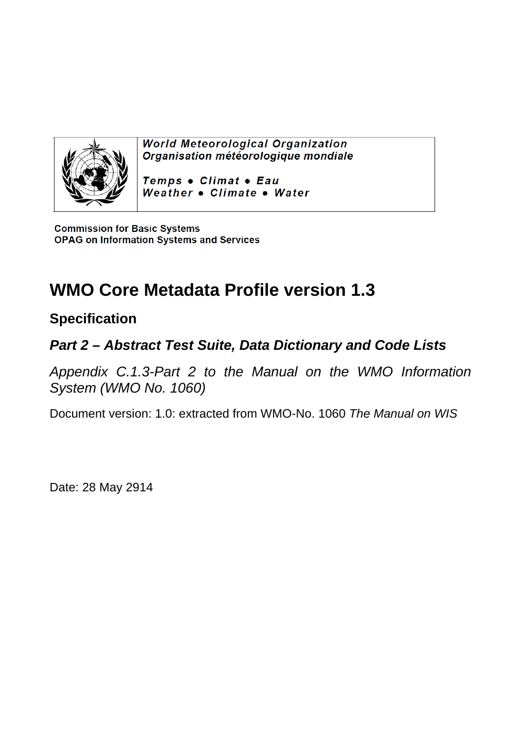| | World Meteorological Organization<br>Organisation météorologique mondiale<br><br>Temps • Climat • Eau<br>Weather • Climate • Water |
|---|---|

**Commission for Basic Systems**
**OPAG on Information Systems and Services**

# WMO Core Metadata Profile version 1.3

## Specification

### *Part 2 – Abstract Test Suite, Data Dictionary and Code Lists*

*Appendix C.1.3-Part 2 to the Manual on the WMO Information System (WMO No. 1060)*

Document version: 1.0: extracted from WMO-No. 1060 *The Manual on WIS*

Date: 28 May 2914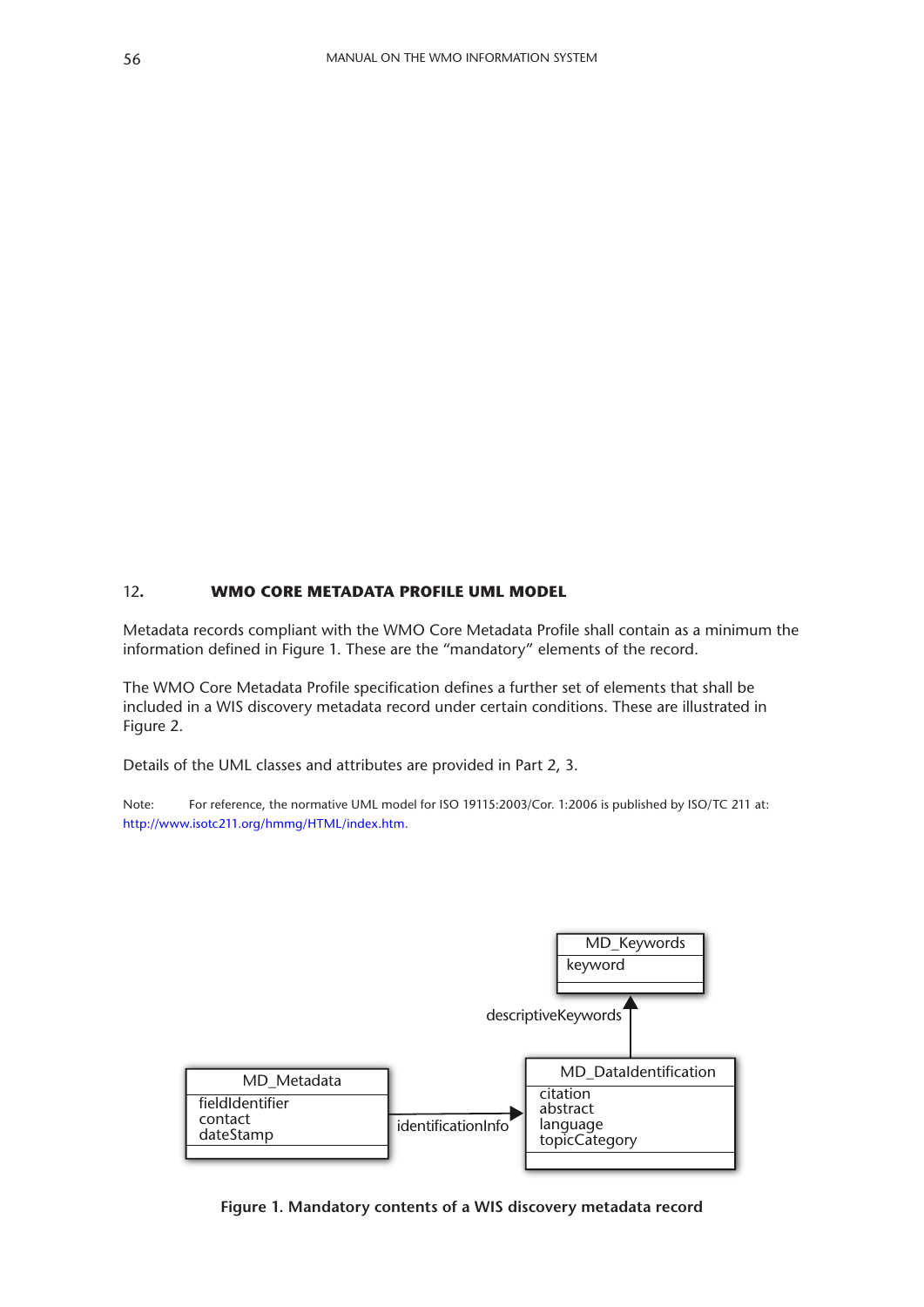## 12. WMO CORE METADATA PROFILE UML MODEL

Metadata records compliant with the WMO Core Metadata Profile shall contain as a minimum the information defined in Figure 1. These are the "mandatory" elements of the record.

The WMO Core Metadata Profile specification defines a further set of elements that shall be included in a WIS discovery metadata record under certain conditions. These are illustrated in Figure 2.

Details of the UML classes and attributes are provided in Part 2, 3.

Note: For reference, the normative UML model for ISO 19115:2003/Cor. 1:2006 is published by ISO/TC 211 at: http://www.isotc211.org/hmmg/HTML/index.htm.

MD_Keywords
keyword

descriptiveKeywords

MD_Metadata
fieldIdentifier
contact
dateStamp

identificationInfo

MD_DataIdentification
citation
abstract
language
topicCategory

**Figure 1. Mandatory contents of a WIS discovery metadata record**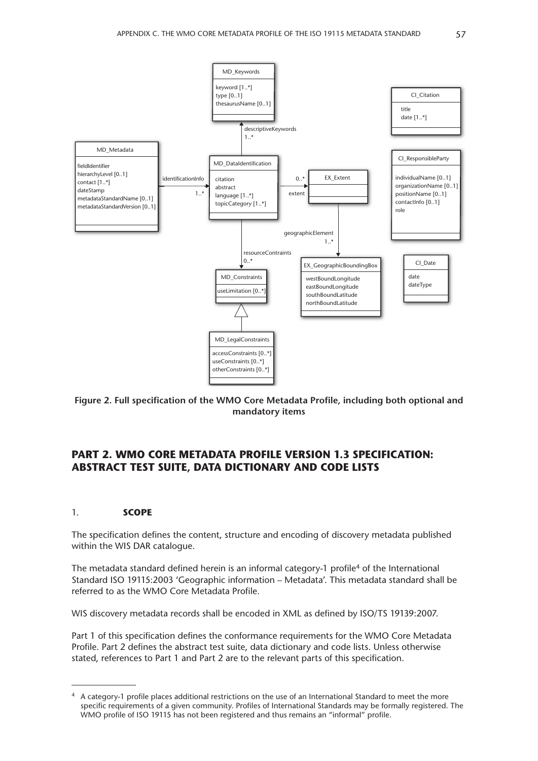MD_Keywords

keyword [1..*]
type [0..1]
thesaurusName [0..1]

descriptiveKeywords 1..*

CI_Citation

title
date [1..*]

MD_Metadata

fieldIdentifier
hierarchyLevel [0..1]
contact [1..*]
dateStamp
metadataStandardName [0..1]
metadataStandardVersion [0..1]

identificationInfo 1..*

MD_DataIdentification

citation
abstract
language [1..*]
topicCategory [1..*]

0..* extent

EX_Extent

CI_ResponsibleParty

individualName [0..1]
organizationName [0..1]
positionName [0..1]
contactInfo [0..1]
role

geographicElement 1..*

resourceContraints 0..*

EX_GeographicBoundingBox

westBoundLongitude
eastBoundLongitude
southBoundLatitude
northBoundLatitude

CI_Date

date
dateType

MD_Constraints

useLimitation [0..*]

MD_LegalConstraints

accessConstraints [0..*]
useConstraints [0..*]
otherConstraints [0..*]

**Figure 2. Full specification of the WMO Core Metadata Profile, including both optional and mandatory items**

## PART 2. WMO CORE METADATA PROFILE VERSION 1.3 SPECIFICATION: ABSTRACT TEST SUITE, DATA DICTIONARY AND CODE LISTS

### 1. SCOPE

The specification defines the content, structure and encoding of discovery metadata published within the WIS DAR catalogue.

The metadata standard defined herein is an informal category-1 profile[4] of the International Standard ISO 19115:2003 'Geographic information – Metadata'. This metadata standard shall be referred to as the WMO Core Metadata Profile.

WIS discovery metadata records shall be encoded in XML as defined by ISO/TS 19139:2007.

Part 1 of this specification defines the conformance requirements for the WMO Core Metadata Profile. Part 2 defines the abstract test suite, data dictionary and code lists. Unless otherwise stated, references to Part 1 and Part 2 are to the relevant parts of this specification.

---

[4] A category-1 profile places additional restrictions on the use of an International Standard to meet the more specific requirements of a given community. Profiles of International Standards may be formally registered. The WMO profile of ISO 19115 has not been registered and thus remains an "informal" profile.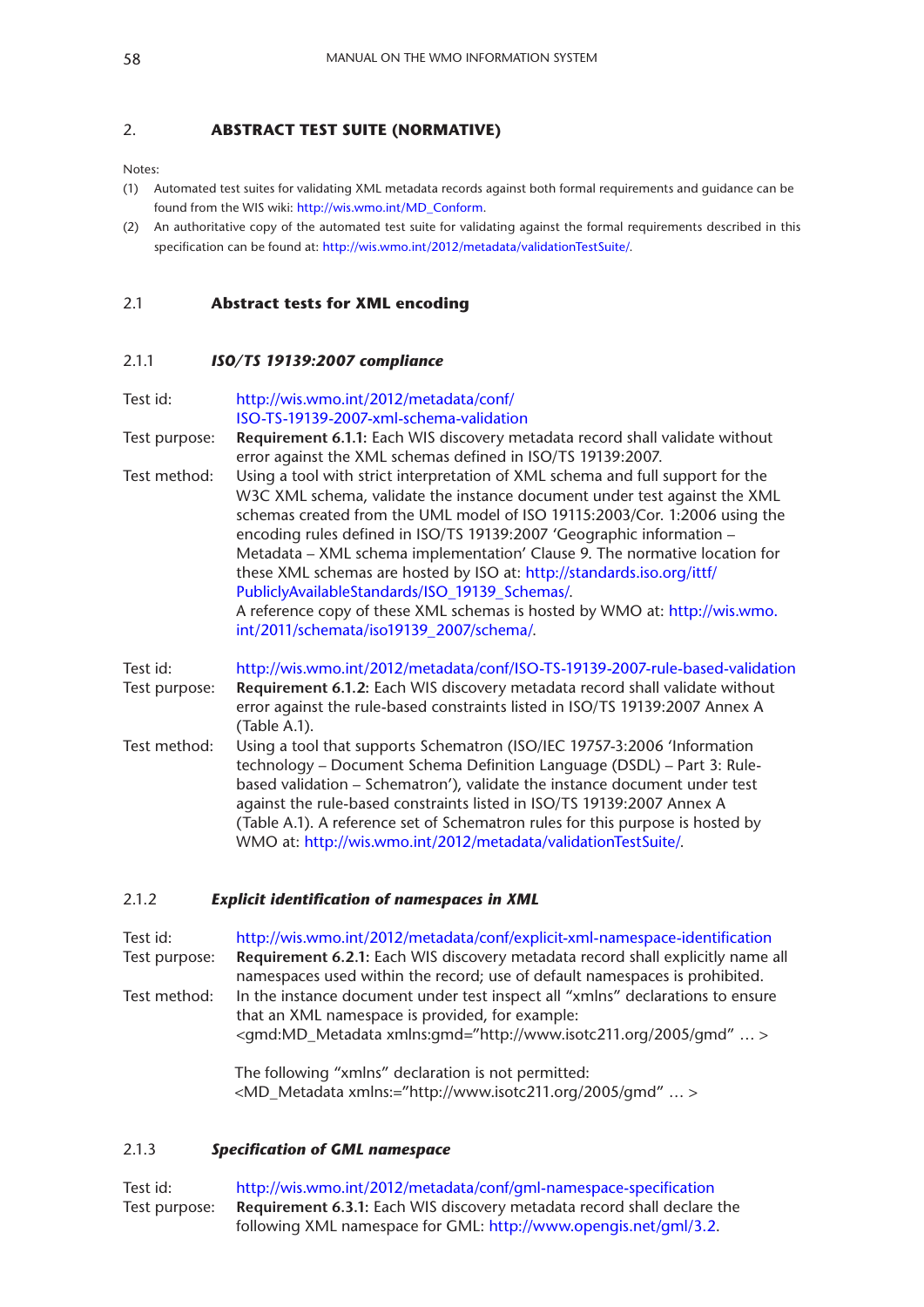## 2. ABSTRACT TEST SUITE (NORMATIVE)

Notes:

(1) Automated test suites for validating XML metadata records against both formal requirements and guidance can be found from the WIS wiki: http://wis.wmo.int/MD_Conform.

(2) An authoritative copy of the automated test suite for validating against the formal requirements described in this specification can be found at: http://wis.wmo.int/2012/metadata/validationTestSuite/.

### 2.1 Abstract tests for XML encoding

#### 2.1.1 *ISO/TS 19139:2007 compliance*

Test id: http://wis.wmo.int/2012/metadata/conf/ISO-TS-19139-2007-xml-schema-validation

Test purpose: **Requirement 6.1.1:** Each WIS discovery metadata record shall validate without error against the XML schemas defined in ISO/TS 19139:2007.

Test method: Using a tool with strict interpretation of XML schema and full support for the W3C XML schema, validate the instance document under test against the XML schemas created from the UML model of ISO 19115:2003/Cor. 1:2006 using the encoding rules defined in ISO/TS 19139:2007 'Geographic information – Metadata – XML schema implementation' Clause 9. The normative location for these XML schemas are hosted by ISO at: http://standards.iso.org/ittf/PubliclyAvailableStandards/ISO_19139_Schemas/.
A reference copy of these XML schemas is hosted by WMO at: http://wis.wmo.int/2011/schemata/iso19139_2007/schema/.

Test id: http://wis.wmo.int/2012/metadata/conf/ISO-TS-19139-2007-rule-based-validation

Test purpose: **Requirement 6.1.2:** Each WIS discovery metadata record shall validate without error against the rule-based constraints listed in ISO/TS 19139:2007 Annex A (Table A.1).

Test method: Using a tool that supports Schematron (ISO/IEC 19757-3:2006 'Information technology – Document Schema Definition Language (DSDL) – Part 3: Rule-based validation – Schematron'), validate the instance document under test against the rule-based constraints listed in ISO/TS 19139:2007 Annex A (Table A.1). A reference set of Schematron rules for this purpose is hosted by WMO at: http://wis.wmo.int/2012/metadata/validationTestSuite/.

#### 2.1.2 *Explicit identification of namespaces in XML*

Test id: http://wis.wmo.int/2012/metadata/conf/explicit-xml-namespace-identification

Test purpose: **Requirement 6.2.1:** Each WIS discovery metadata record shall explicitly name all namespaces used within the record; use of default namespaces is prohibited.

Test method: In the instance document under test inspect all "xmlns" declarations to ensure that an XML namespace is provided, for example:
<gmd:MD_Metadata xmlns:gmd="http://www.isotc211.org/2005/gmd" … >

The following "xmlns" declaration is not permitted:
<MD_Metadata xmlns:="http://www.isotc211.org/2005/gmd" … >

#### 2.1.3 *Specification of GML namespace*

Test id: http://wis.wmo.int/2012/metadata/conf/gml-namespace-specification

Test purpose: **Requirement 6.3.1:** Each WIS discovery metadata record shall declare the following XML namespace for GML: http://www.opengis.net/gml/3.2.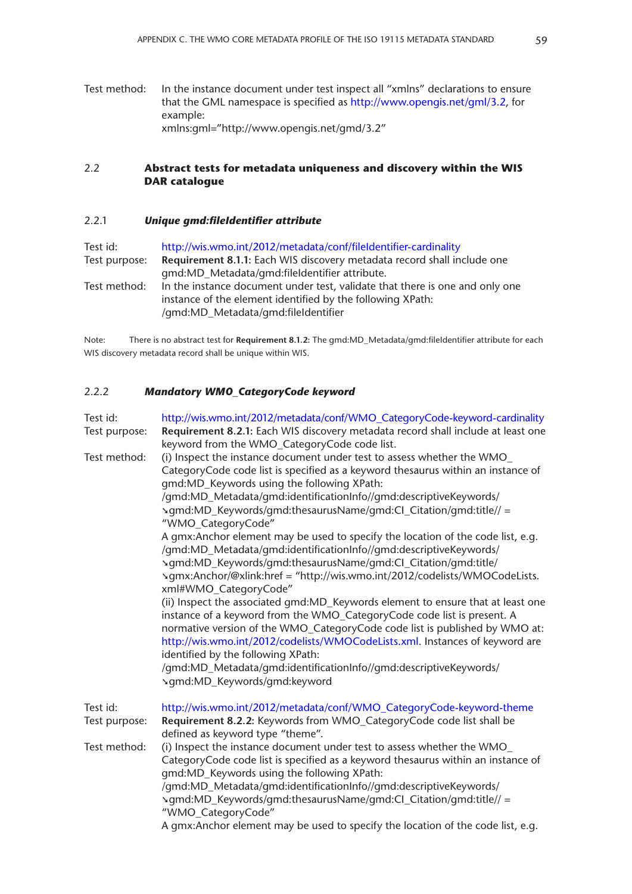Test method: In the instance document under test inspect all "xmlns" declarations to ensure that the GML namespace is specified as http://www.opengis.net/gml/3.2, for example:
xmlns:gml="http://www.opengis.net/gmd/3.2"

## 2.2 Abstract tests for metadata uniqueness and discovery within the WIS DAR catalogue

### 2.2.1 *Unique gmd:fileIdentifier attribute*

Test id: http://wis.wmo.int/2012/metadata/conf/fileIdentifier-cardinality

Test purpose: **Requirement 8.1.1:** Each WIS discovery metadata record shall include one gmd:MD_Metadata/gmd:fileIdentifier attribute.

Test method: In the instance document under test, validate that there is one and only one instance of the element identified by the following XPath:
/gmd:MD_Metadata/gmd:fileIdentifier

Note: There is no abstract test for **Requirement 8.1.2**: The gmd:MD_Metadata/gmd:fileIdentifier attribute for each WIS discovery metadata record shall be unique within WIS.

### 2.2.2 *Mandatory WMO_CategoryCode keyword*

Test id: http://wis.wmo.int/2012/metadata/conf/WMO_CategoryCode-keyword-cardinality

Test purpose: **Requirement 8.2.1:** Each WIS discovery metadata record shall include at least one keyword from the WMO_CategoryCode code list.

Test method: (i) Inspect the instance document under test to assess whether the WMO_CategoryCode code list is specified as a keyword thesaurus within an instance of gmd:MD_Keywords using the following XPath:
/gmd:MD_Metadata/gmd:identificationInfo//gmd:descriptiveKeywords/
↘gmd:MD_Keywords/gmd:thesaurusName/gmd:CI_Citation/gmd:title// = "WMO_CategoryCode"
A gmx:Anchor element may be used to specify the location of the code list, e.g.
/gmd:MD_Metadata/gmd:identificationInfo//gmd:descriptiveKeywords/
↘gmd:MD_Keywords/gmd:thesaurusName/gmd:CI_Citation/gmd:title/
↘gmx:Anchor/@xlink:href = "http://wis.wmo.int/2012/codelists/WMOCodeLists.xml#WMO_CategoryCode"
(ii) Inspect the associated gmd:MD_Keywords element to ensure that at least one instance of a keyword from the WMO_CategoryCode code list is present. A normative version of the WMO_CategoryCode code list is published by WMO at: http://wis.wmo.int/2012/codelists/WMOCodeLists.xml. Instances of keyword are identified by the following XPath:
/gmd:MD_Metadata/gmd:identificationInfo//gmd:descriptiveKeywords/
↘gmd:MD_Keywords/gmd:keyword

Test id: http://wis.wmo.int/2012/metadata/conf/WMO_CategoryCode-keyword-theme

Test purpose: **Requirement 8.2.2:** Keywords from WMO_CategoryCode code list shall be defined as keyword type "theme".

Test method: (i) Inspect the instance document under test to assess whether the WMO_CategoryCode code list is specified as a keyword thesaurus within an instance of gmd:MD_Keywords using the following XPath:
/gmd:MD_Metadata/gmd:identificationInfo//gmd:descriptiveKeywords/
↘gmd:MD_Keywords/gmd:thesaurusName/gmd:CI_Citation/gmd:title// = "WMO_CategoryCode"
A gmx:Anchor element may be used to specify the location of the code list, e.g.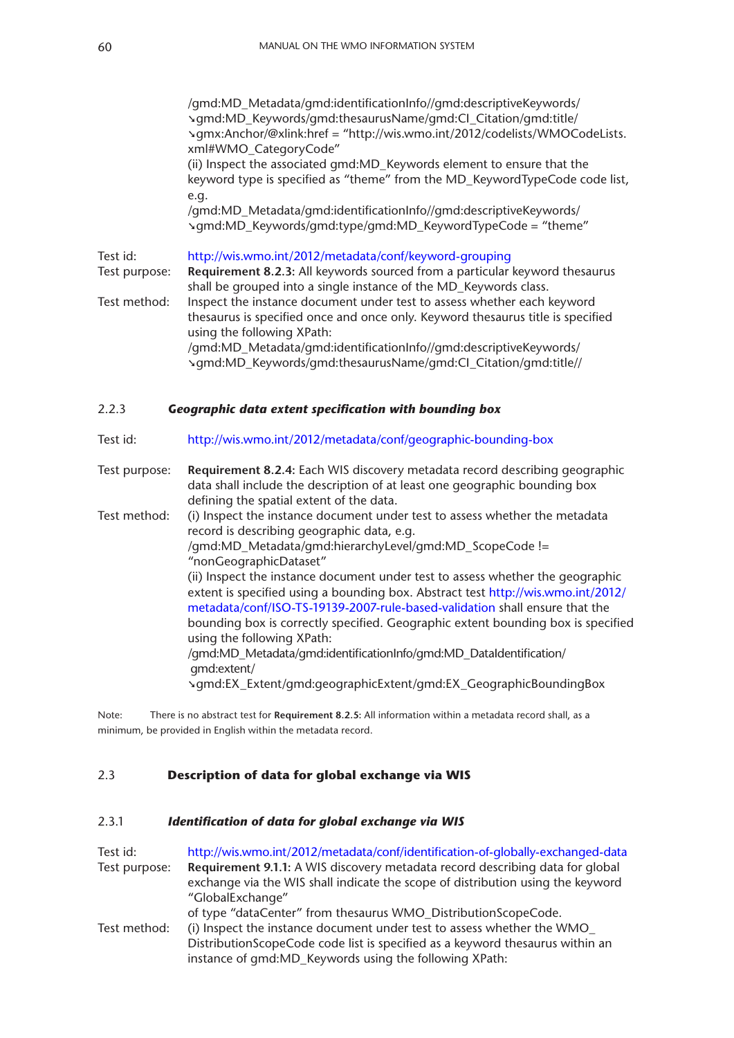/gmd:MD_Metadata/gmd:identificationInfo//gmd:descriptiveKeywords/
↘gmd:MD_Keywords/gmd:thesaurusName/gmd:CI_Citation/gmd:title/
↘gmx:Anchor/@xlink:href = "http://wis.wmo.int/2012/codelists/WMOCodeLists.xml#WMO_CategoryCode"

(ii) Inspect the associated gmd:MD_Keywords element to ensure that the keyword type is specified as "theme" from the MD_KeywordTypeCode code list, e.g.

/gmd:MD_Metadata/gmd:identificationInfo//gmd:descriptiveKeywords/
↘gmd:MD_Keywords/gmd:type/gmd:MD_KeywordTypeCode = "theme"

Test id: http://wis.wmo.int/2012/metadata/conf/keyword-grouping

Test purpose: **Requirement 8.2.3:** All keywords sourced from a particular keyword thesaurus shall be grouped into a single instance of the MD_Keywords class.

Test method: Inspect the instance document under test to assess whether each keyword thesaurus is specified once and once only. Keyword thesaurus title is specified using the following XPath:

/gmd:MD_Metadata/gmd:identificationInfo//gmd:descriptiveKeywords/
↘gmd:MD_Keywords/gmd:thesaurusName/gmd:CI_Citation/gmd:title//

### 2.2.3 *Geographic data extent specification with bounding box*

Test id: http://wis.wmo.int/2012/metadata/conf/geographic-bounding-box

Test purpose: **Requirement 8.2.4:** Each WIS discovery metadata record describing geographic data shall include the description of at least one geographic bounding box defining the spatial extent of the data.

Test method: (i) Inspect the instance document under test to assess whether the metadata record is describing geographic data, e.g.

/gmd:MD_Metadata/gmd:hierarchyLevel/gmd:MD_ScopeCode != "nonGeographicDataset"

(ii) Inspect the instance document under test to assess whether the geographic extent is specified using a bounding box. Abstract test http://wis.wmo.int/2012/metadata/conf/ISO-TS-19139-2007-rule-based-validation shall ensure that the bounding box is correctly specified. Geographic extent bounding box is specified using the following XPath:

/gmd:MD_Metadata/gmd:identificationInfo/gmd:MD_DataIdentification/
gmd:extent/
↘gmd:EX_Extent/gmd:geographicExtent/gmd:EX_GeographicBoundingBox

Note: There is no abstract test for **Requirement 8.2.5:** All information within a metadata record shall, as a minimum, be provided in English within the metadata record.

## 2.3 Description of data for global exchange via WIS

### 2.3.1 *Identification of data for global exchange via WIS*

Test id: http://wis.wmo.int/2012/metadata/conf/identification-of-globally-exchanged-data

Test purpose: **Requirement 9.1.1:** A WIS discovery metadata record describing data for global exchange via the WIS shall indicate the scope of distribution using the keyword "GlobalExchange"
of type "dataCenter" from thesaurus WMO_DistributionScopeCode.

Test method: (i) Inspect the instance document under test to assess whether the WMO_DistributionScopeCode code list is specified as a keyword thesaurus within an instance of gmd:MD_Keywords using the following XPath: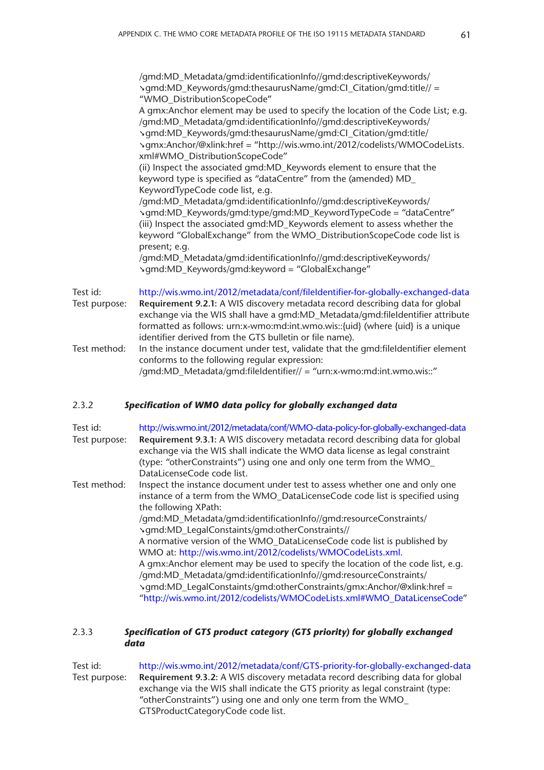/gmd:MD_Metadata/gmd:identificationInfo//gmd:descriptiveKeywords/
↘gmd:MD_Keywords/gmd:thesaurusName/gmd:CI_Citation/gmd:title// = "WMO_DistributionScopeCode"

A gmx:Anchor element may be used to specify the location of the Code List; e.g.
/gmd:MD_Metadata/gmd:identificationInfo//gmd:descriptiveKeywords/
↘gmd:MD_Keywords/gmd:thesaurusName/gmd:CI_Citation/gmd:title/
↘gmx:Anchor/@xlink:href = "http://wis.wmo.int/2012/codelists/WMOCodeLists.xml#WMO_DistributionScopeCode"

(ii) Inspect the associated gmd:MD_Keywords element to ensure that the keyword type is specified as "dataCentre" from the (amended) MD_KeywordTypeCode code list, e.g.
/gmd:MD_Metadata/gmd:identificationInfo//gmd:descriptiveKeywords/
↘gmd:MD_Keywords/gmd:type/gmd:MD_KeywordTypeCode = "dataCentre"

(iii) Inspect the associated gmd:MD_Keywords element to assess whether the keyword "GlobalExchange" from the WMO_DistributionScopeCode code list is present; e.g.
/gmd:MD_Metadata/gmd:identificationInfo//gmd:descriptiveKeywords/
↘gmd:MD_Keywords/gmd:keyword = "GlobalExchange"

Test id: http://wis.wmo.int/2012/metadata/conf/fileIdentifier-for-globally-exchanged-data

Test purpose: **Requirement 9.2.1:** A WIS discovery metadata record describing data for global exchange via the WIS shall have a gmd:MD_Metadata/gmd:fileIdentifier attribute formatted as follows: urn:x-wmo:md:int.wmo.wis::{uid} (where {uid} is a unique identifier derived from the GTS bulletin or file name).

Test method: In the instance document under test, validate that the gmd:fileIdentifier element conforms to the following regular expression:
/gmd:MD_Metadata/gmd:fileIdentifier// = "urn:x-wmo:md:int.wmo.wis::"

### 2.3.2 *Specification of WMO data policy for globally exchanged data*

Test id: http://wis.wmo.int/2012/metadata/conf/WMO-data-policy-for-globally-exchanged-data

Test purpose: **Requirement 9.3.1:** A WIS discovery metadata record describing data for global exchange via the WIS shall indicate the WMO data license as legal constraint (type: "otherConstraints") using one and only one term from the WMO_DataLicenseCode code list.

Test method: Inspect the instance document under test to assess whether one and only one instance of a term from the WMO_DataLicenseCode code list is specified using the following XPath:
/gmd:MD_Metadata/gmd:identificationInfo//gmd:resourceConstraints/
↘gmd:MD_LegalConstaints/gmd:otherConstraints//

A normative version of the WMO_DataLicenseCode code list is published by WMO at: http://wis.wmo.int/2012/codelists/WMOCodeLists.xml.

A gmx:Anchor element may be used to specify the location of the code list, e.g.
/gmd:MD_Metadata/gmd:identificationInfo//gmd:resourceConstraints/
↘gmd:MD_LegalConstaints/gmd:otherConstraints/gmx:Anchor/@xlink:href = "http://wis.wmo.int/2012/codelists/WMOCodeLists.xml#WMO_DataLicenseCode"

### 2.3.3 *Specification of GTS product category (GTS priority) for globally exchanged data*

Test id: http://wis.wmo.int/2012/metadata/conf/GTS-priority-for-globally-exchanged-data

Test purpose: **Requirement 9.3.2:** A WIS discovery metadata record describing data for global exchange via the WIS shall indicate the GTS priority as legal constraint (type: "otherConstraints") using one and only one term from the WMO_GTSProductCategoryCode code list.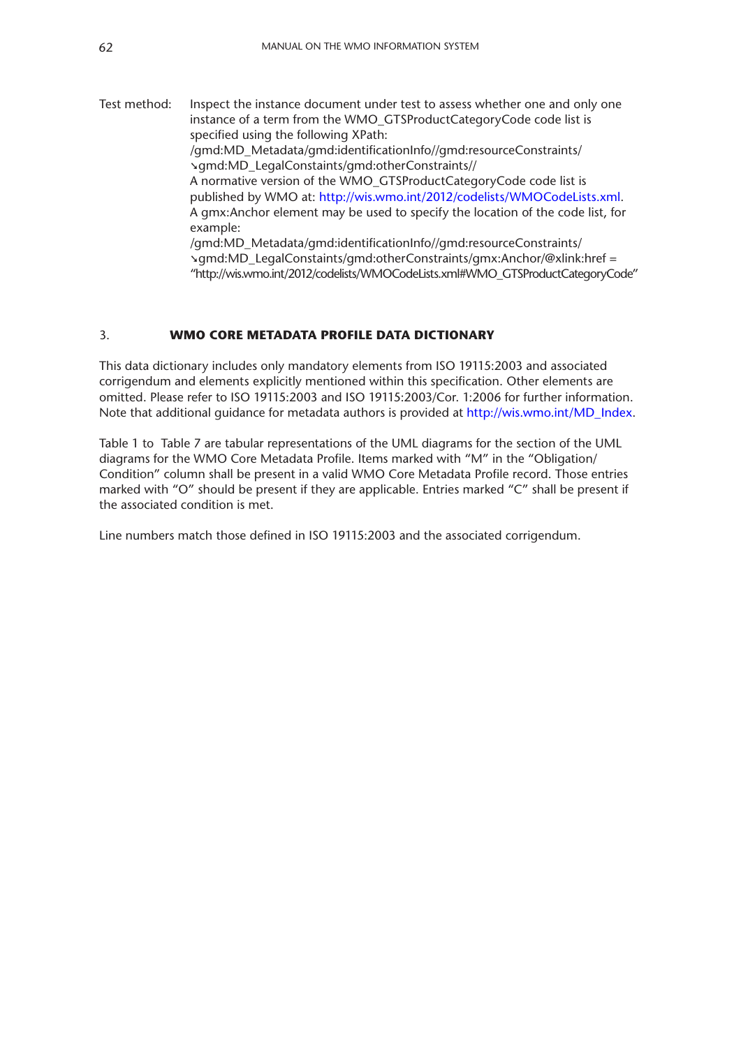Test method: Inspect the instance document under test to assess whether one and only one instance of a term from the WMO_GTSProductCategoryCode code list is specified using the following XPath:
/gmd:MD_Metadata/gmd:identificationInfo//gmd:resourceConstraints/
↘gmd:MD_LegalConstaints/gmd:otherConstraints//
A normative version of the WMO_GTSProductCategoryCode code list is published by WMO at: http://wis.wmo.int/2012/codelists/WMOCodeLists.xml.
A gmx:Anchor element may be used to specify the location of the code list, for example:
/gmd:MD_Metadata/gmd:identificationInfo//gmd:resourceConstraints/
↘gmd:MD_LegalConstaints/gmd:otherConstraints/gmx:Anchor/@xlink:href = "http://wis.wmo.int/2012/codelists/WMOCodeLists.xml#WMO_GTSProductCategoryCode"

## 3. WMO CORE METADATA PROFILE DATA DICTIONARY

This data dictionary includes only mandatory elements from ISO 19115:2003 and associated corrigendum and elements explicitly mentioned within this specification. Other elements are omitted. Please refer to ISO 19115:2003 and ISO 19115:2003/Cor. 1:2006 for further information. Note that additional guidance for metadata authors is provided at http://wis.wmo.int/MD_Index.

Table 1 to Table 7 are tabular representations of the UML diagrams for the section of the UML diagrams for the WMO Core Metadata Profile. Items marked with "M" in the "Obligation/Condition" column shall be present in a valid WMO Core Metadata Profile record. Those entries marked with "O" should be present if they are applicable. Entries marked "C" shall be present if the associated condition is met.

Line numbers match those defined in ISO 19115:2003 and the associated corrigendum.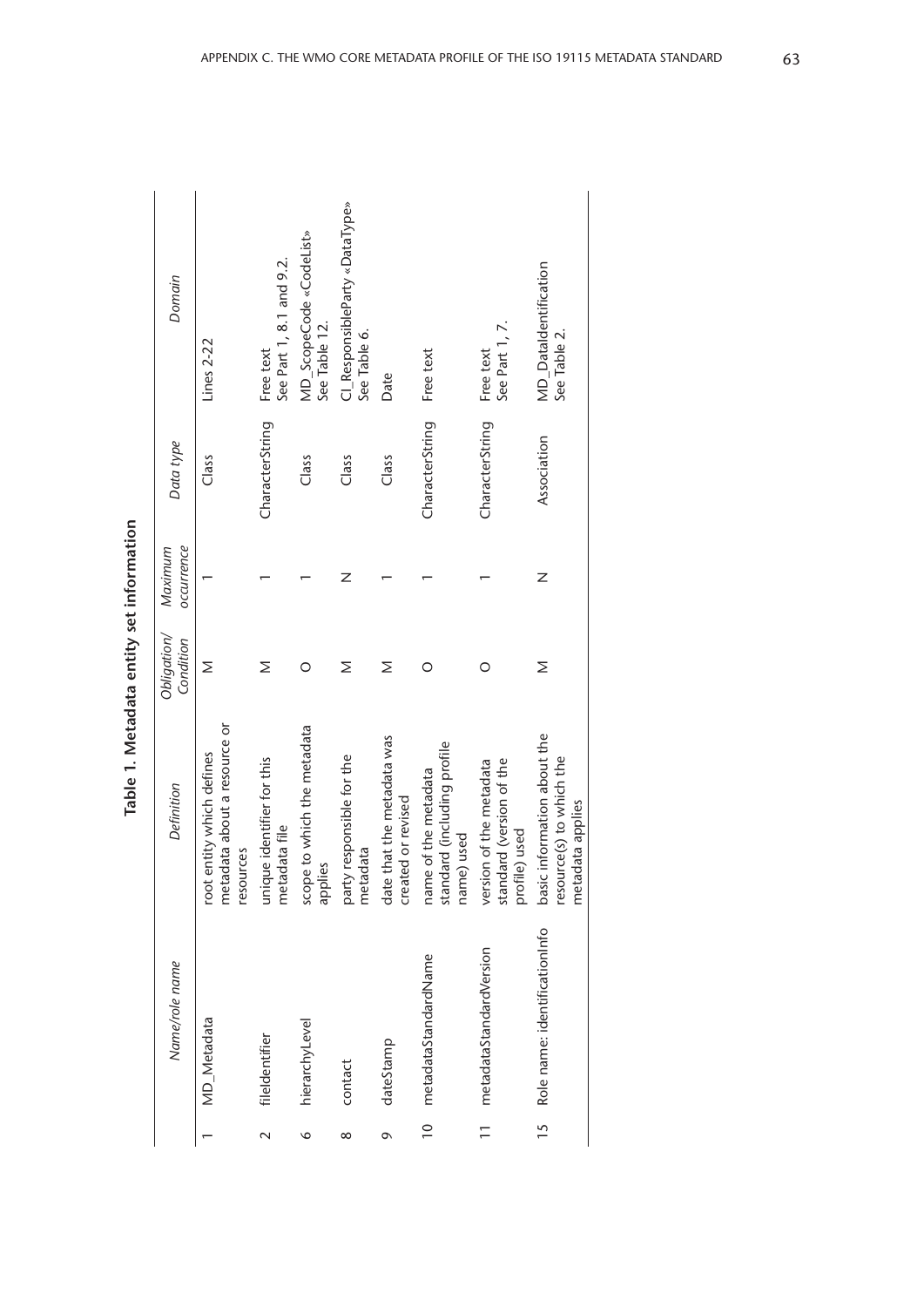**Table 1. Metadata entity set information**

| | *Name/role name* | *Definition* | *Obligation/ Condition* | *Maximum occurrence* | *Data type* | *Domain* |
|---|---|---|---|---|---|---|
| 1 | MD_Metadata | root entity which defines metadata about a resource or resources | M | 1 | Class | Lines 2-22 |
| 2 | fileIdentifier | unique identifier for this metadata file | M | 1 | CharacterString | Free text<br>See Part 1, 8.1 and 9.2. |
| 6 | hierarchyLevel | scope to which the metadata applies | O | 1 | Class | MD_ScopeCode «CodeList»<br>See Table 12. |
| 8 | contact | party responsible for the metadata | M | N | Class | CI_ResponsibleParty «DataType»<br>See Table 6. |
| 9 | dateStamp | date that the metadata was created or revised | M | 1 | Class | Date |
| 10 | metadataStandardName | name of the metadata standard (including profile name) used | O | 1 | CharacterString | Free text |
| 11 | metadataStandardVersion | version of the metadata standard (version of the profile) used | O | 1 | CharacterString | Free text<br>See Part 1, 7. |
| 15 | Role name: identificationInfo | basic information about the resource(s) to which the metadata applies | M | N | Association | MD_DataIdentification<br>See Table 2. |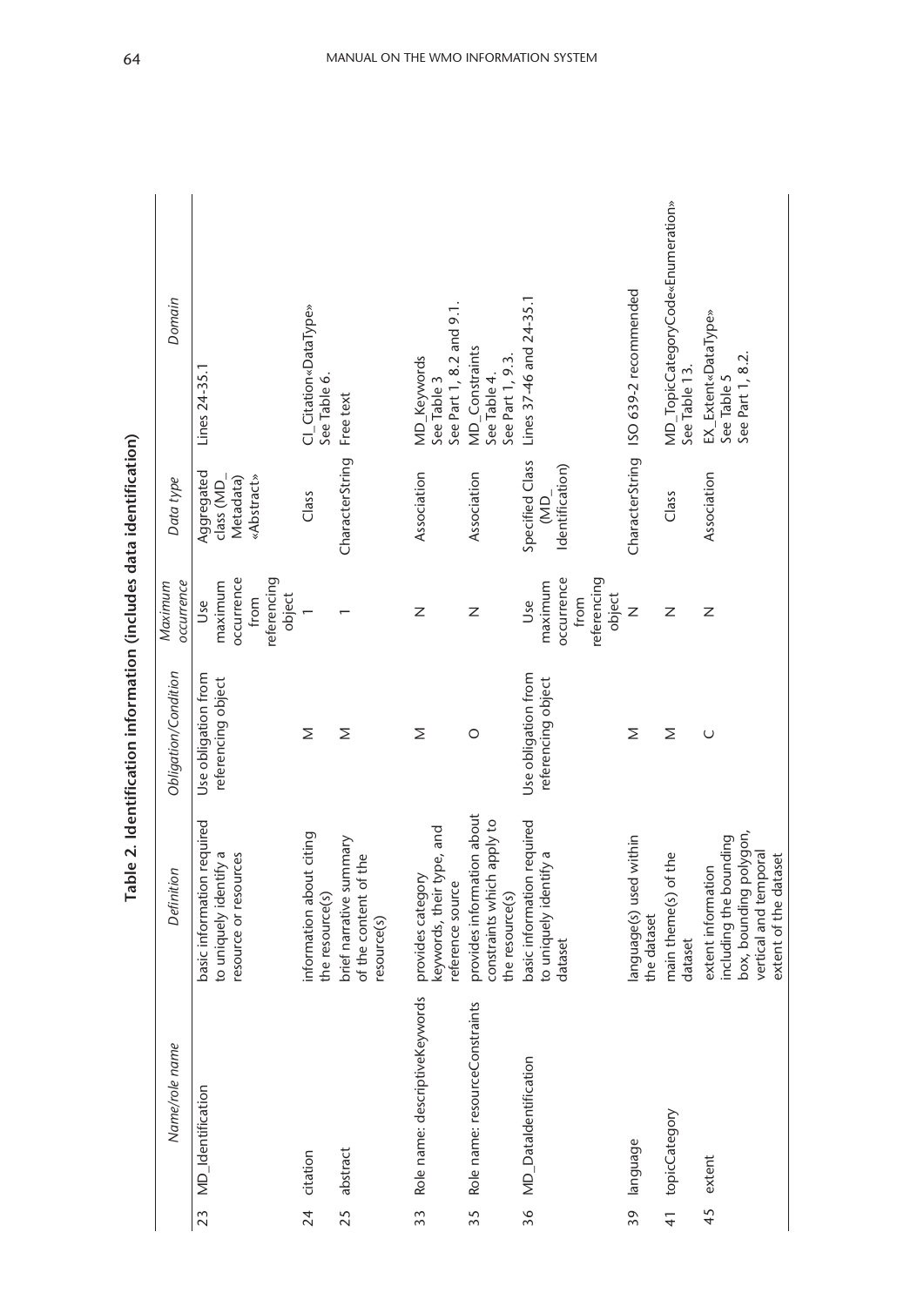**Table 2. Identification information (includes data identification)**

| | Name/role name | Definition | Obligation/Condition | Maximum occurrence | Data type | Domain |
|---|---|---|---|---|---|---|
| 23 | MD_Identification | basic information required to uniquely identify a resource or resources | Use obligation from referencing object | Use maximum occurrence from referencing object | Aggregated class (MD_Metadata) «Abstract» | Lines 24-35.1 |
| 24 | citation | information about citing the resource(s) | M | 1 | Class | CI_Citation«DataType» See Table 6. |
| 25 | abstract | brief narrative summary of the content of the resource(s) | M | 1 | CharacterString | Free text |
| 33 | Role name: descriptiveKeywords | provides category keywords, their type, and reference source | M | N | Association | MD_Keywords See Table 3 See Part 1, 8.2 and 9.1. |
| 35 | Role name: resourceConstraints | provides information about constraints which apply to the resource(s) | O | N | Association | MD_Constraints See Table 4. See Part 1, 9.3. |
| 36 | MD_DataIdentification | basic information required to uniquely identify a dataset | Use obligation from referencing object | Use maximum occurrence from referencing object | Specified Class (MD_Identification) | Lines 37-46 and 24-35.1 |
| 39 | language | language(s) used within the dataset | M | N | CharacterString | ISO 639-2 recommended |
| 41 | topicCategory | main theme(s) of the dataset | M | N | Class | MD_TopicCategoryCode«Enumeration» See Table 13. |
| 45 | extent | extent information including the bounding box, bounding polygon, vertical and temporal extent of the dataset | C | N | Association | EX_Extent«DataType» See Table 5 See Part 1, 8.2. |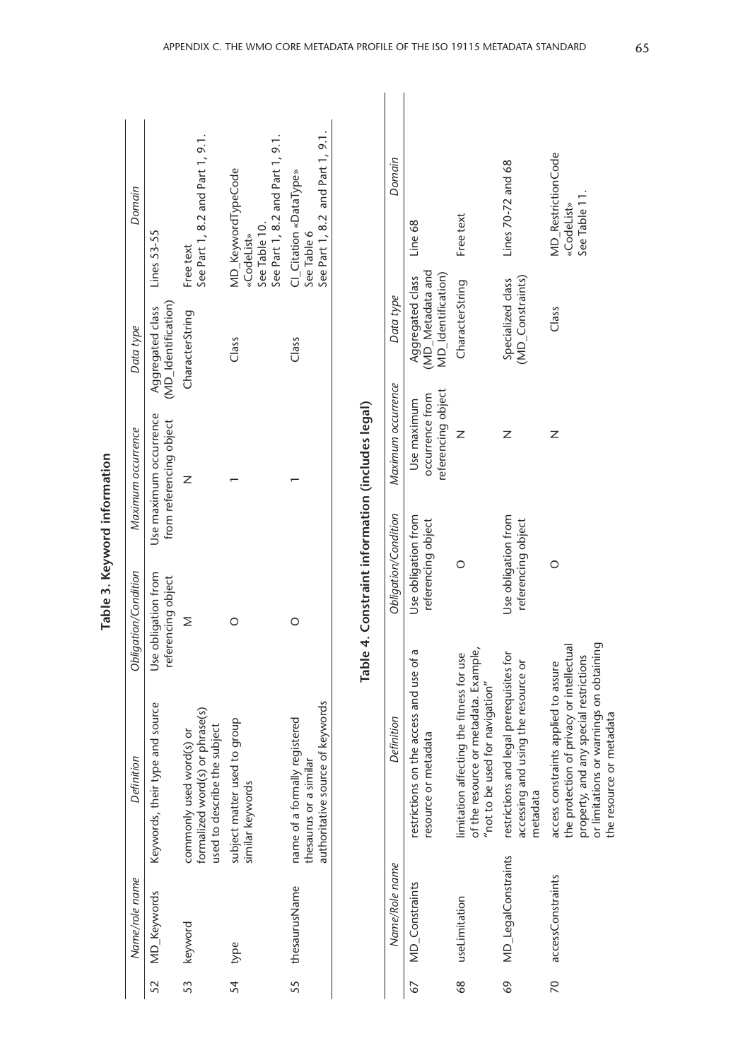**Table 3. Keyword information**

| | Name/role name | Definition | Obligation/Condition | Maximum occurrence | Data type | Domain |
|---|---|---|---|---|---|---|
| 52 | MD_Keywords | Keywords, their type and source | Use obligation from referencing object | Use maximum occurrence from referencing object | Aggregated class (MD_Identification) | Lines 53-55 |
| 53 | keyword | commonly used word(s) or formalized word(s) or phrase(s) used to describe the subject | M | N | CharacterString | Free text<br>See Part 1, 8.2 and Part 1, 9.1. |
| 54 | type | subject matter used to group similar keywords | O | 1 | Class | MD_KeywordTypeCode «CodeList»<br>See Table 10.<br>See Part 1, 8.2 and Part 1, 9.1. |
| 55 | thesaurusName | name of a formally registered thesaurus or a similar authoritative source of keywords | O | 1 | Class | CI_Citation «DataType»<br>See Table 6<br>See Part 1, 8.2 and Part 1, 9.1. |

**Table 4. Constraint information (includes legal)**

| | Name/Role name | Definition | Obligation/Condition | Maximum occurrence | Data type | Domain |
|---|---|---|---|---|---|---|
| 67 | MD_Constraints | restrictions on the access and use of a resource or metadata | Use obligation from referencing object | Use maximum occurrence from referencing object | Aggregated class (MD_Metadata and MD_Identification) | Line 68 |
| 68 | useLimitation | limitation affecting the fitness for use of the resource or metadata. Example, "not to be used for navigation" | O | N | CharacterString | Free text |
| 69 | MD_LegalConstraints | restrictions and legal prerequisites for accessing and using the resource or metadata | Use obligation from referencing object | N | Specialized class (MD_Constraints) | Lines 70-72 and 68 |
| 70 | accessConstraints | access constraints applied to assure the protection of privacy or intellectual property, and any special restrictions or limitations or warnings on obtaining the resource or metadata | O | N | Class | MD_RestrictionCode «CodeList»<br>See Table 11. |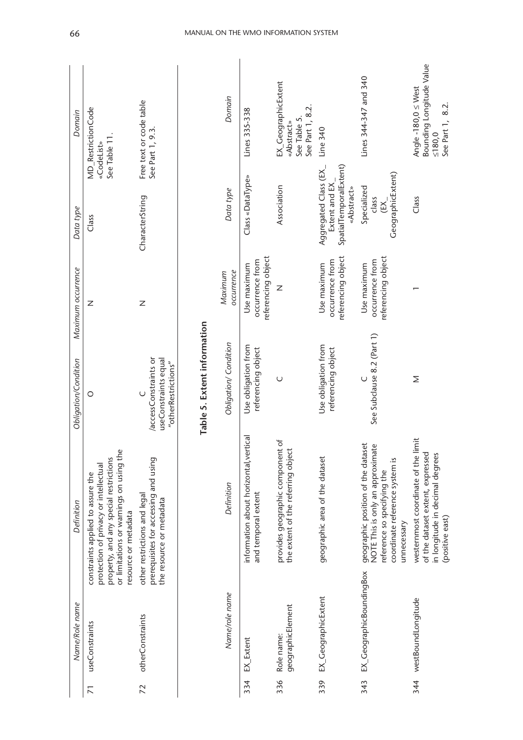| | Name/Role name | Definition | Obligation/Condition | Maximum occurrence | Data type | Domain |
|---|---|---|---|---|---|---|
| 71 | useConstraints | constraints applied to assure the protection of privacy or intellectual property, and any special restrictions or limitations or warnings on using the resource or metadata | O | N | Class | MD_RestrictionCode «CodeList» See Table 11. |
| 72 | otherConstraints | other restrictions and legal prerequisites for accessing and using the resource or metadata | C /accessConstraints or useConstraints equal "otherRestrictions" | N | CharacterString | Free text or code table See Part 1, 9.3. |

**Table 5. Extent information**

| | Name/role name | Definition | Obligation/ Condition | Maximum occurrence | Data type | Domain |
|---|---|---|---|---|---|---|
| 334 | EX_Extent | information about horizontal,vertical and temporal extent | Use obligation from referencing object | Use maximum occurrence from referencing object | Class «DataType» | Lines 335-338 |
| 336 | Role name: geographicElement | provides geographic component of the extent of the referring object | C | N | Association | EX_GeographicExtent «Abstract» See Table 5. See Part 1, 8.2. |
| 339 | EX_GeographicExtent | geographic area of the dataset | Use obligation from referencing object | Use maximum occurrence from referencing object | Aggregated Class (EX_Extent and EX_SpatialTemporalExtent) «Abstract» | Line 340 |
| 343 | EX_GeographicBoundingBox | geographic position of the dataset NOTE This is only an approximate reference so specifying the coordinate reference system is unnecessary | C See Subclause 8.2 (Part 1) | Use maximum occurrence from referencing object | Specialized class (EX_GeographicExtent) | Lines 344-347 and 340 |
| 344 | westBoundLongitude | westernmost coordinate of the limit of the dataset extent, expressed in longitude in decimal degrees (positive east) | M | 1 | Class | Angle -180,0 ≤ West Bounding Longitude Value ≤180,0 See Part 1, 8.2. |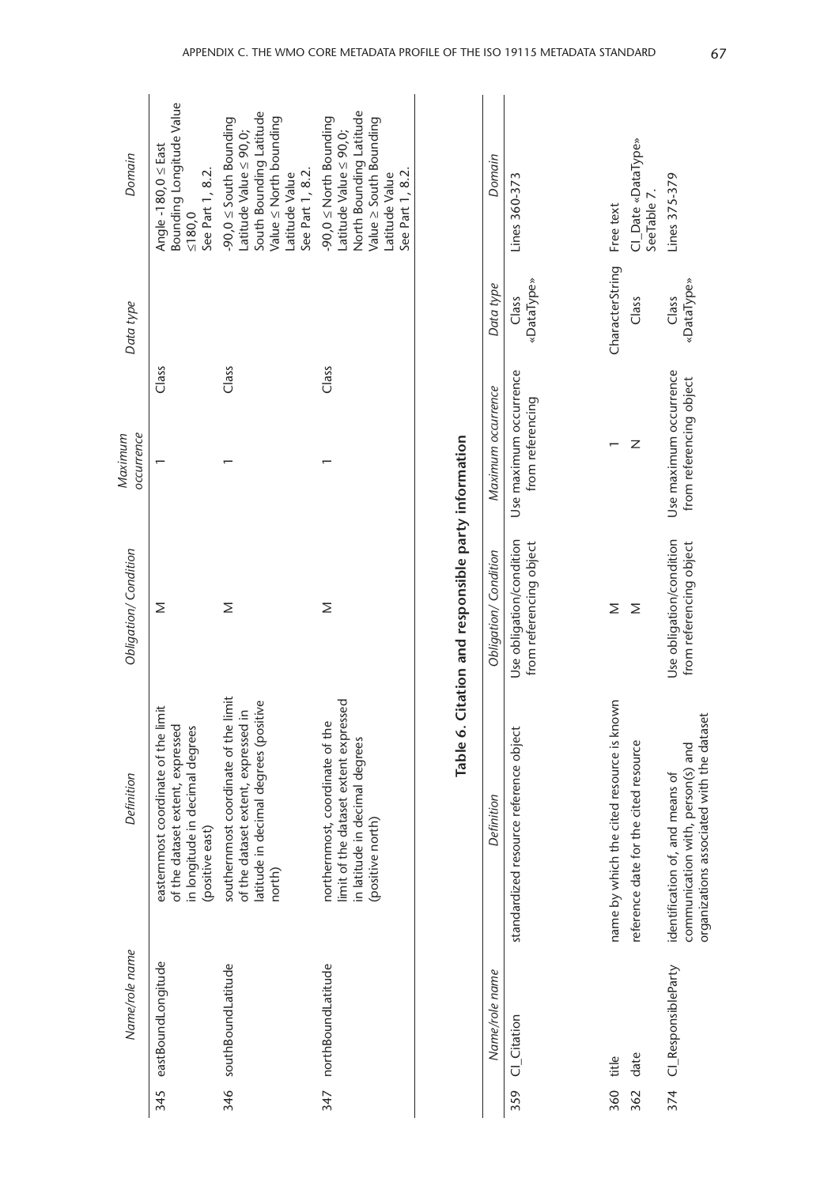|  | Name/role name | Definition | Obligation/ Condition | Maximum occurrence | Data type | Domain |
|---|---|---|---|---|---|---|
| 345 | eastBoundLongitude | easternmost coordinate of the limit of the dataset extent, expressed in longitude in decimal degrees (positive east) | M | 1 | Class | Angle -180,0 ≤ East Bounding Longitude Value ≤180,0 See Part 1, 8.2. |
| 346 | southBoundLatitude | southernmost coordinate of the limit of the dataset extent, expressed in latitude in decimal degrees (positive north) | M | 1 | Class | -90,0 ≤ South Bounding Latitude Value ≤ 90,0; South Bounding Latitude Value ≤ North bounding Latitude Value See Part 1, 8.2. |
| 347 | northBoundLatitude | northernmost, coordinate of the limit of the dataset extent expressed in latitude in decimal degrees (positive north) | M | 1 | Class | -90,0 ≤ North Bounding Latitude Value ≤ 90,0; North Bounding Latitude Value ≥ South Bounding Latitude Value See Part 1, 8.2. |

**Table 6. Citation and responsible party information**

|  | Name/role name | Definition | Obligation/ Condition | Maximum occurrence | Data type | Domain |
|---|---|---|---|---|---|---|
| 359 | CI_Citation | standardized resource reference object | Use obligation/condition from referencing object | Use maximum occurrence from referencing | Class «DataType» | Lines 360-373 |
| 360 | title | name by which the cited resource is known | M | 1 | CharacterString | Free text |
| 362 | date | reference date for the cited resource | M | N | Class | CI_Date «DataType» SeeTable 7. |
| 374 | CI_ResponsibleParty | identification of, and means of communication with, person(s) and organizations associated with the dataset | Use obligation/condition from referencing object | Use maximum occurrence from referencing object | Class «DataType» | Lines 375-379 |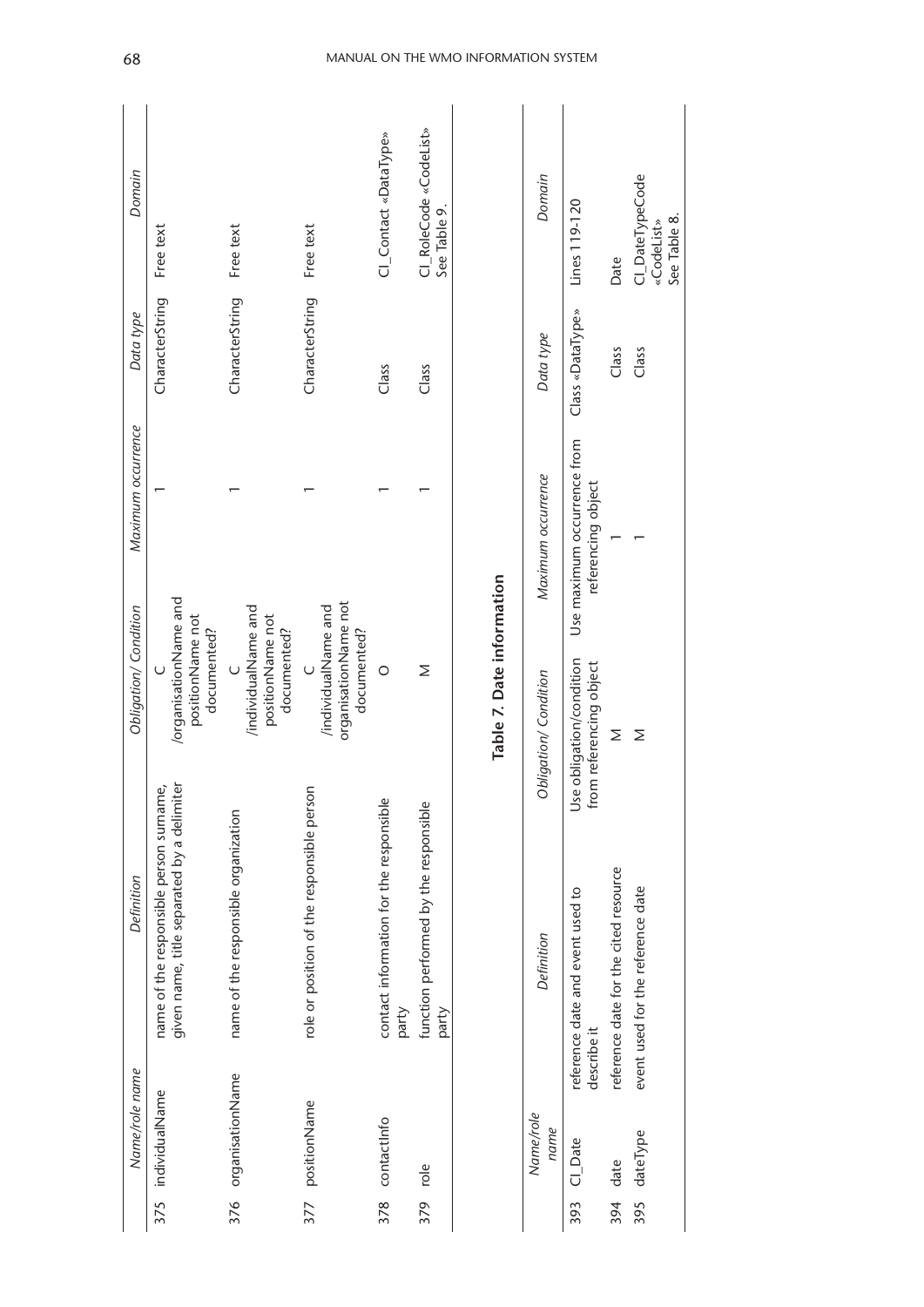| | Name/role name | Definition | Obligation/ Condition | Maximum occurrence | Data type | Domain |
|---|---|---|---|---|---|---|
| 375 | individualName | name of the responsible person surname, given name, title separated by a delimiter | C /organisationName and positionName not documented? | 1 | CharacterString | Free text |
| 376 | organisationName | name of the responsible organization | C /individualName and positionName not documented? | 1 | CharacterString | Free text |
| 377 | positionName | role or position of the responsible person | C /individualName and organisationName not documented? | 1 | CharacterString | Free text |
| 378 | contactInfo | contact information for the responsible party | O | 1 | Class | CI_Contact «DataType» |
| 379 | role | function performed by the responsible party | M | 1 | Class | CI_RoleCode «CodeList» See Table 9. |

**Table 7. Date information**

| | Name/role name | Definition | Obligation/ Condition | Maximum occurrence | Data type | Domain |
|---|---|---|---|---|---|---|
| 393 | CI_Date | reference date and event used to describe it | Use obligation/condition from referencing object | Use maximum occurrence from referencing object | Class «DataType» | Lines 119-120 |
| 394 | date | reference date for the cited resource | M | 1 | Class | Date |
| 395 | dateType | event used for the reference date | M | 1 | Class | CI_DateTypeCode «CodeList» See Table 8. |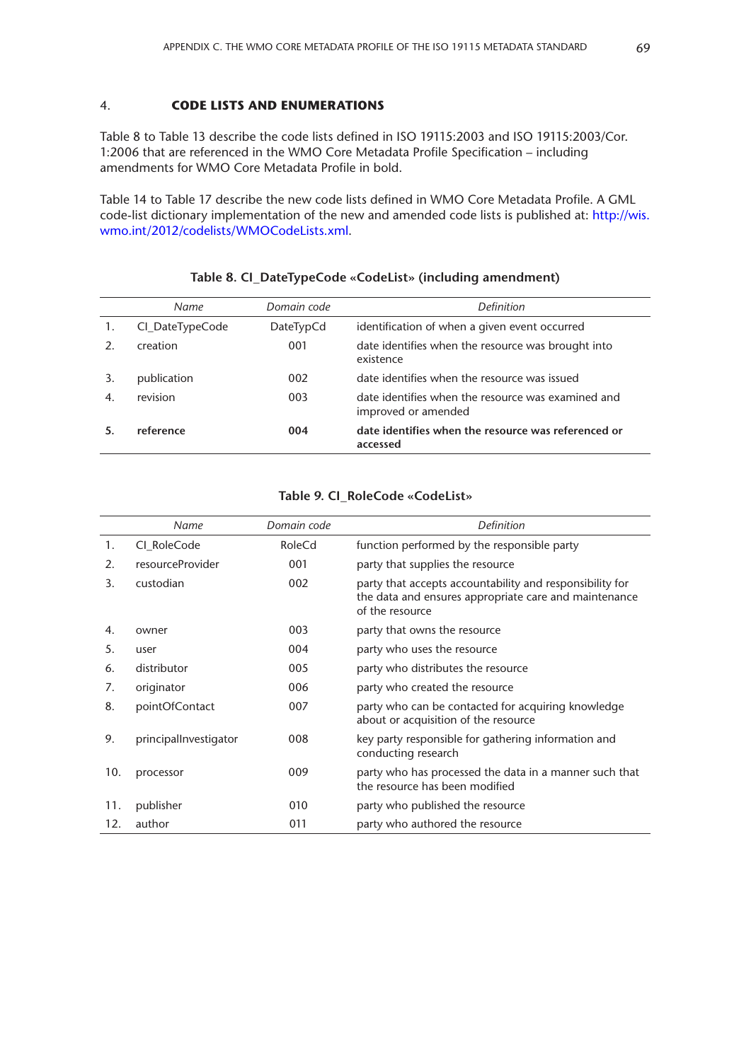## 4. CODE LISTS AND ENUMERATIONS

Table 8 to Table 13 describe the code lists defined in ISO 19115:2003 and ISO 19115:2003/Cor. 1:2006 that are referenced in the WMO Core Metadata Profile Specification – including amendments for WMO Core Metadata Profile in bold.

Table 14 to Table 17 describe the new code lists defined in WMO Core Metadata Profile. A GML code-list dictionary implementation of the new and amended code lists is published at: http://wis.wmo.int/2012/codelists/WMOCodeLists.xml.

**Table 8. CI_DateTypeCode «CodeList» (including amendment)**

| | *Name* | *Domain code* | *Definition* |
|---|---|---|---|
| 1. | CI_DateTypeCode | DateTypCd | identification of when a given event occurred |
| 2. | creation | 001 | date identifies when the resource was brought into existence |
| 3. | publication | 002 | date identifies when the resource was issued |
| 4. | revision | 003 | date identifies when the resource was examined and improved or amended |
| **5.** | **reference** | **004** | **date identifies when the resource was referenced or accessed** |

**Table 9. CI_RoleCode «CodeList»**

| | *Name* | *Domain code* | *Definition* |
|---|---|---|---|
| 1. | CI_RoleCode | RoleCd | function performed by the responsible party |
| 2. | resourceProvider | 001 | party that supplies the resource |
| 3. | custodian | 002 | party that accepts accountability and responsibility for the data and ensures appropriate care and maintenance of the resource |
| 4. | owner | 003 | party that owns the resource |
| 5. | user | 004 | party who uses the resource |
| 6. | distributor | 005 | party who distributes the resource |
| 7. | originator | 006 | party who created the resource |
| 8. | pointOfContact | 007 | party who can be contacted for acquiring knowledge about or acquisition of the resource |
| 9. | principalInvestigator | 008 | key party responsible for gathering information and conducting research |
| 10. | processor | 009 | party who has processed the data in a manner such that the resource has been modified |
| 11. | publisher | 010 | party who published the resource |
| 12. | author | 011 | party who authored the resource |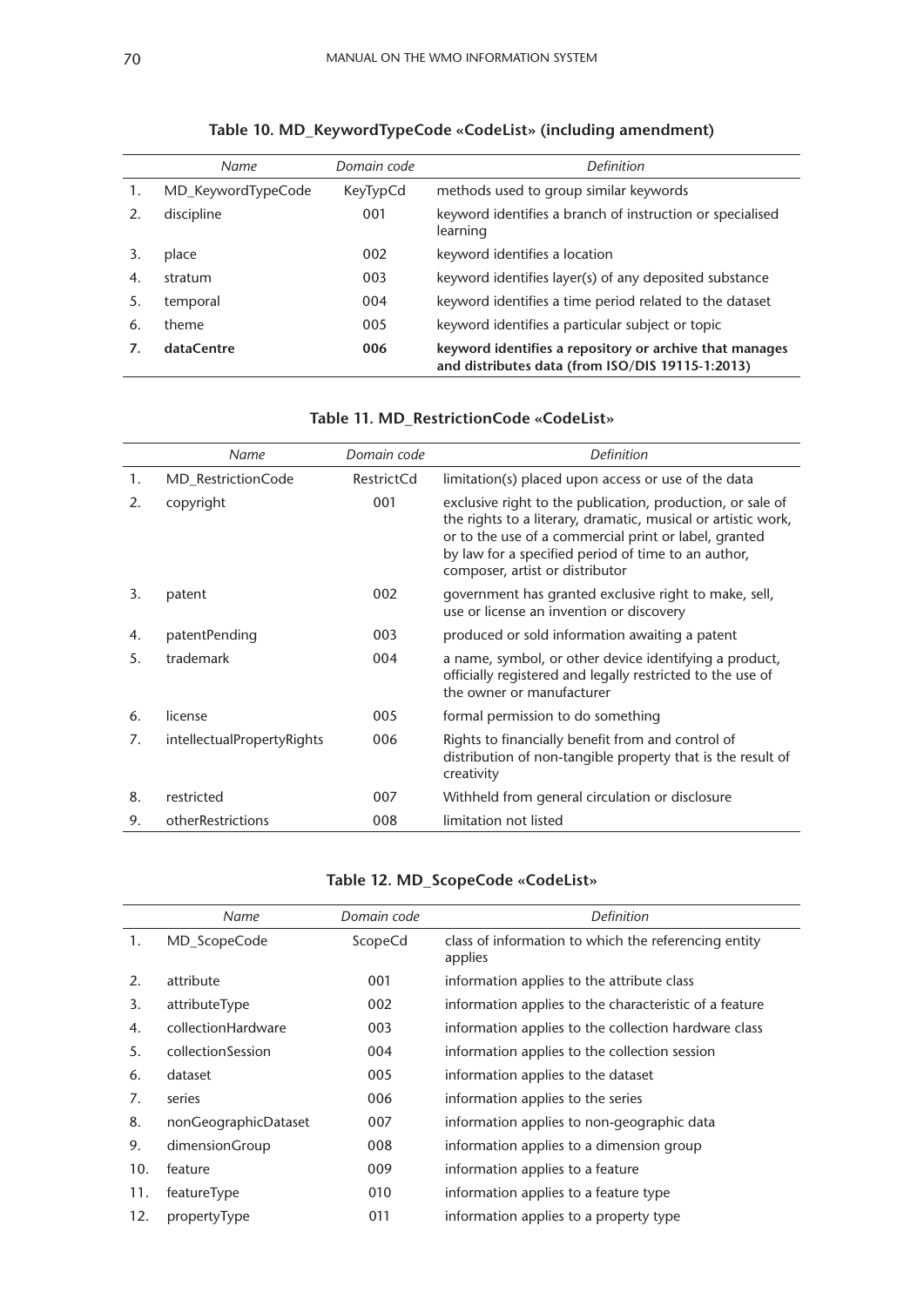**Table 10. MD_KeywordTypeCode «CodeList» (including amendment)**

| | *Name* | *Domain code* | *Definition* |
|---|---|---|---|
| 1. | MD_KeywordTypeCode | KeyTypCd | methods used to group similar keywords |
| 2. | discipline | 001 | keyword identifies a branch of instruction or specialised learning |
| 3. | place | 002 | keyword identifies a location |
| 4. | stratum | 003 | keyword identifies layer(s) of any deposited substance |
| 5. | temporal | 004 | keyword identifies a time period related to the dataset |
| 6. | theme | 005 | keyword identifies a particular subject or topic |
| **7.** | **dataCentre** | **006** | **keyword identifies a repository or archive that manages and distributes data (from ISO/DIS 19115-1:2013)** |

**Table 11. MD_RestrictionCode «CodeList»**

| | *Name* | *Domain code* | *Definition* |
|---|---|---|---|
| 1. | MD_RestrictionCode | RestrictCd | limitation(s) placed upon access or use of the data |
| 2. | copyright | 001 | exclusive right to the publication, production, or sale of the rights to a literary, dramatic, musical or artistic work, or to the use of a commercial print or label, granted by law for a specified period of time to an author, composer, artist or distributor |
| 3. | patent | 002 | government has granted exclusive right to make, sell, use or license an invention or discovery |
| 4. | patentPending | 003 | produced or sold information awaiting a patent |
| 5. | trademark | 004 | a name, symbol, or other device identifying a product, officially registered and legally restricted to the use of the owner or manufacturer |
| 6. | license | 005 | formal permission to do something |
| 7. | intellectualPropertyRights | 006 | Rights to financially benefit from and control of distribution of non-tangible property that is the result of creativity |
| 8. | restricted | 007 | Withheld from general circulation or disclosure |
| 9. | otherRestrictions | 008 | limitation not listed |

**Table 12. MD_ScopeCode «CodeList»**

| | *Name* | *Domain code* | *Definition* |
|---|---|---|---|
| 1. | MD_ScopeCode | ScopeCd | class of information to which the referencing entity applies |
| 2. | attribute | 001 | information applies to the attribute class |
| 3. | attributeType | 002 | information applies to the characteristic of a feature |
| 4. | collectionHardware | 003 | information applies to the collection hardware class |
| 5. | collectionSession | 004 | information applies to the collection session |
| 6. | dataset | 005 | information applies to the dataset |
| 7. | series | 006 | information applies to the series |
| 8. | nonGeographicDataset | 007 | information applies to non-geographic data |
| 9. | dimensionGroup | 008 | information applies to a dimension group |
| 10. | feature | 009 | information applies to a feature |
| 11. | featureType | 010 | information applies to a feature type |
| 12. | propertyType | 011 | information applies to a property type |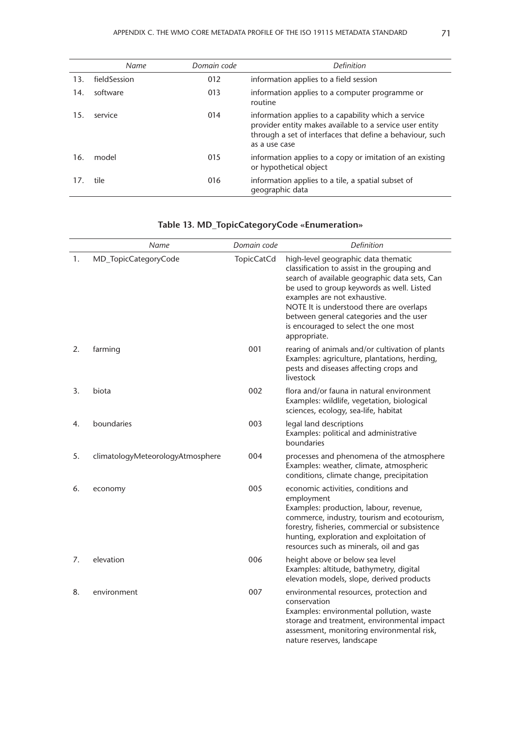| | Name | Domain code | Definition |
|---|---|---|---|
| 13. | fieldSession | 012 | information applies to a field session |
| 14. | software | 013 | information applies to a computer programme or routine |
| 15. | service | 014 | information applies to a capability which a service provider entity makes available to a service user entity through a set of interfaces that define a behaviour, such as a use case |
| 16. | model | 015 | information applies to a copy or imitation of an existing or hypothetical object |
| 17. | tile | 016 | information applies to a tile, a spatial subset of geographic data |

**Table 13. MD_TopicCategoryCode «Enumeration»**

| | Name | Domain code | Definition |
|---|---|---|---|
| 1. | MD_TopicCategoryCode | TopicCatCd | high-level geographic data thematic classification to assist in the grouping and search of available geographic data sets, Can be used to group keywords as well. Listed examples are not exhaustive.<br>NOTE It is understood there are overlaps between general categories and the user is encouraged to select the one most appropriate. |
| 2. | farming | 001 | rearing of animals and/or cultivation of plants<br>Examples: agriculture, plantations, herding, pests and diseases affecting crops and livestock |
| 3. | biota | 002 | flora and/or fauna in natural environment<br>Examples: wildlife, vegetation, biological sciences, ecology, sea-life, habitat |
| 4. | boundaries | 003 | legal land descriptions<br>Examples: political and administrative boundaries |
| 5. | climatologyMeteorologyAtmosphere | 004 | processes and phenomena of the atmosphere<br>Examples: weather, climate, atmospheric conditions, climate change, precipitation |
| 6. | economy | 005 | economic activities, conditions and employment<br>Examples: production, labour, revenue, commerce, industry, tourism and ecotourism, forestry, fisheries, commercial or subsistence hunting, exploration and exploitation of resources such as minerals, oil and gas |
| 7. | elevation | 006 | height above or below sea level<br>Examples: altitude, bathymetry, digital elevation models, slope, derived products |
| 8. | environment | 007 | environmental resources, protection and conservation<br>Examples: environmental pollution, waste storage and treatment, environmental impact assessment, monitoring environmental risk, nature reserves, landscape |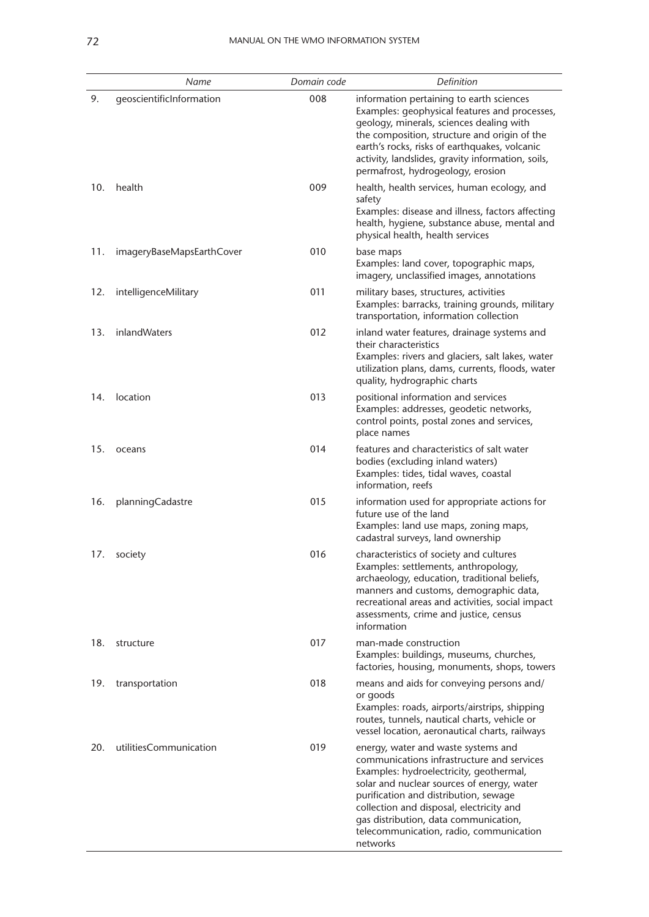| | Name | Domain code | Definition |
|---|---|---|---|
| 9. | geoscientificInformation | 008 | information pertaining to earth sciences<br>Examples: geophysical features and processes, geology, minerals, sciences dealing with the composition, structure and origin of the earth's rocks, risks of earthquakes, volcanic activity, landslides, gravity information, soils, permafrost, hydrogeology, erosion |
| 10. | health | 009 | health, health services, human ecology, and safety<br>Examples: disease and illness, factors affecting health, hygiene, substance abuse, mental and physical health, health services |
| 11. | imageryBaseMapsEarthCover | 010 | base maps<br>Examples: land cover, topographic maps, imagery, unclassified images, annotations |
| 12. | intelligenceMilitary | 011 | military bases, structures, activities<br>Examples: barracks, training grounds, military transportation, information collection |
| 13. | inlandWaters | 012 | inland water features, drainage systems and their characteristics<br>Examples: rivers and glaciers, salt lakes, water utilization plans, dams, currents, floods, water quality, hydrographic charts |
| 14. | location | 013 | positional information and services<br>Examples: addresses, geodetic networks, control points, postal zones and services, place names |
| 15. | oceans | 014 | features and characteristics of salt water bodies (excluding inland waters)<br>Examples: tides, tidal waves, coastal information, reefs |
| 16. | planningCadastre | 015 | information used for appropriate actions for future use of the land<br>Examples: land use maps, zoning maps, cadastral surveys, land ownership |
| 17. | society | 016 | characteristics of society and cultures<br>Examples: settlements, anthropology, archaeology, education, traditional beliefs, manners and customs, demographic data, recreational areas and activities, social impact assessments, crime and justice, census information |
| 18. | structure | 017 | man-made construction<br>Examples: buildings, museums, churches, factories, housing, monuments, shops, towers |
| 19. | transportation | 018 | means and aids for conveying persons and/or goods<br>Examples: roads, airports/airstrips, shipping routes, tunnels, nautical charts, vehicle or vessel location, aeronautical charts, railways |
| 20. | utilitiesCommunication | 019 | energy, water and waste systems and communications infrastructure and services<br>Examples: hydroelectricity, geothermal, solar and nuclear sources of energy, water purification and distribution, sewage collection and disposal, electricity and gas distribution, data communication, telecommunication, radio, communication networks |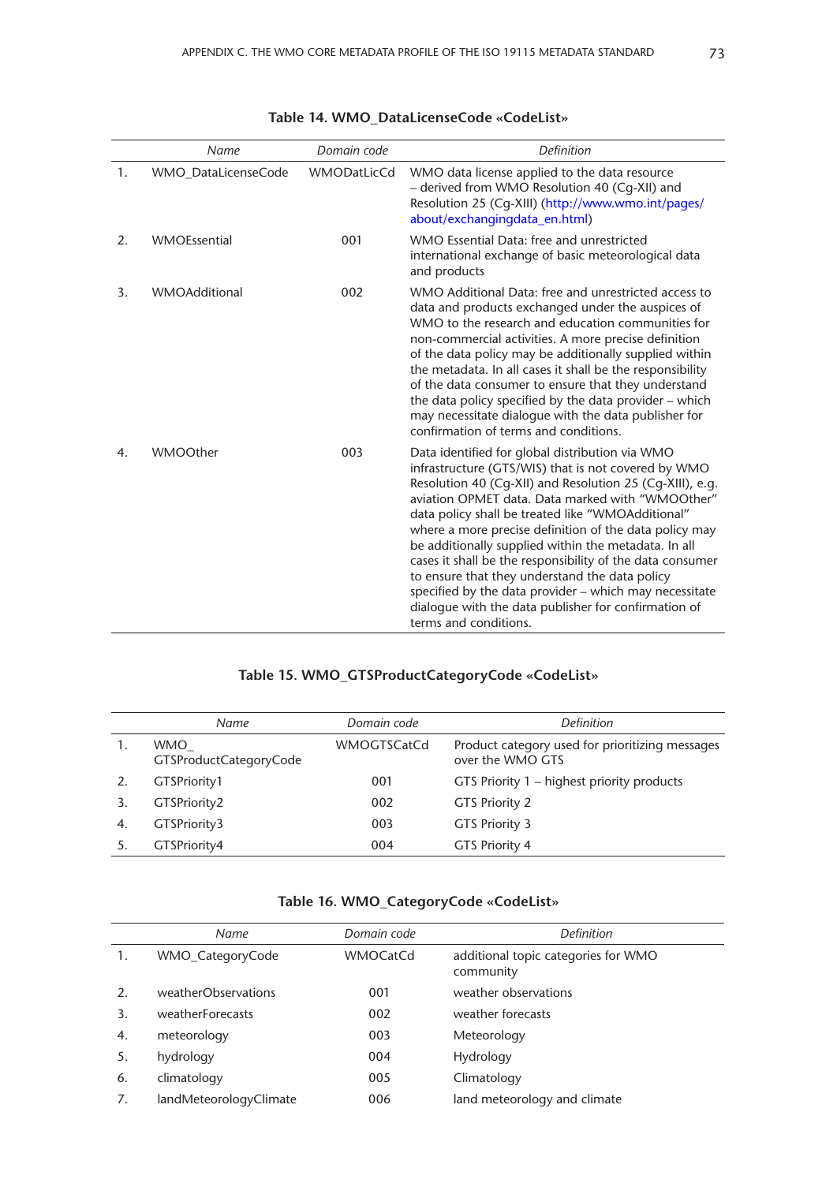**Table 14. WMO_DataLicenseCode «CodeList»**

| | Name | Domain code | Definition |
|---|---|---|---|
| 1. | WMO_DataLicenseCode | WMODatLicCd | WMO data license applied to the data resource – derived from WMO Resolution 40 (Cg-XII) and Resolution 25 (Cg-XIII) (http://www.wmo.int/pages/about/exchangingdata_en.html) |
| 2. | WMOEssential | 001 | WMO Essential Data: free and unrestricted international exchange of basic meteorological data and products |
| 3. | WMOAdditional | 002 | WMO Additional Data: free and unrestricted access to data and products exchanged under the auspices of WMO to the research and education communities for non-commercial activities. A more precise definition of the data policy may be additionally supplied within the metadata. In all cases it shall be the responsibility of the data consumer to ensure that they understand the data policy specified by the data provider – which may necessitate dialogue with the data publisher for confirmation of terms and conditions. |
| 4. | WMOOther | 003 | Data identified for global distribution via WMO infrastructure (GTS/WIS) that is not covered by WMO Resolution 40 (Cg-XII) and Resolution 25 (Cg-XIII), e.g. aviation OPMET data. Data marked with "WMOOther" data policy shall be treated like "WMOAdditional" where a more precise definition of the data policy may be additionally supplied within the metadata. In all cases it shall be the responsibility of the data consumer to ensure that they understand the data policy specified by the data provider – which may necessitate dialogue with the data publisher for confirmation of terms and conditions. |

**Table 15. WMO_GTSProductCategoryCode «CodeList»**

| | Name | Domain code | Definition |
|---|---|---|---|
| 1. | WMO_GTSProductCategoryCode | WMOGTSCatCd | Product category used for prioritizing messages over the WMO GTS |
| 2. | GTSPriority1 | 001 | GTS Priority 1 – highest priority products |
| 3. | GTSPriority2 | 002 | GTS Priority 2 |
| 4. | GTSPriority3 | 003 | GTS Priority 3 |
| 5. | GTSPriority4 | 004 | GTS Priority 4 |

**Table 16. WMO_CategoryCode «CodeList»**

| | Name | Domain code | Definition |
|---|---|---|---|
| 1. | WMO_CategoryCode | WMOCatCd | additional topic categories for WMO community |
| 2. | weatherObservations | 001 | weather observations |
| 3. | weatherForecasts | 002 | weather forecasts |
| 4. | meteorology | 003 | Meteorology |
| 5. | hydrology | 004 | Hydrology |
| 6. | climatology | 005 | Climatology |
| 7. | landMeteorologyClimate | 006 | land meteorology and climate |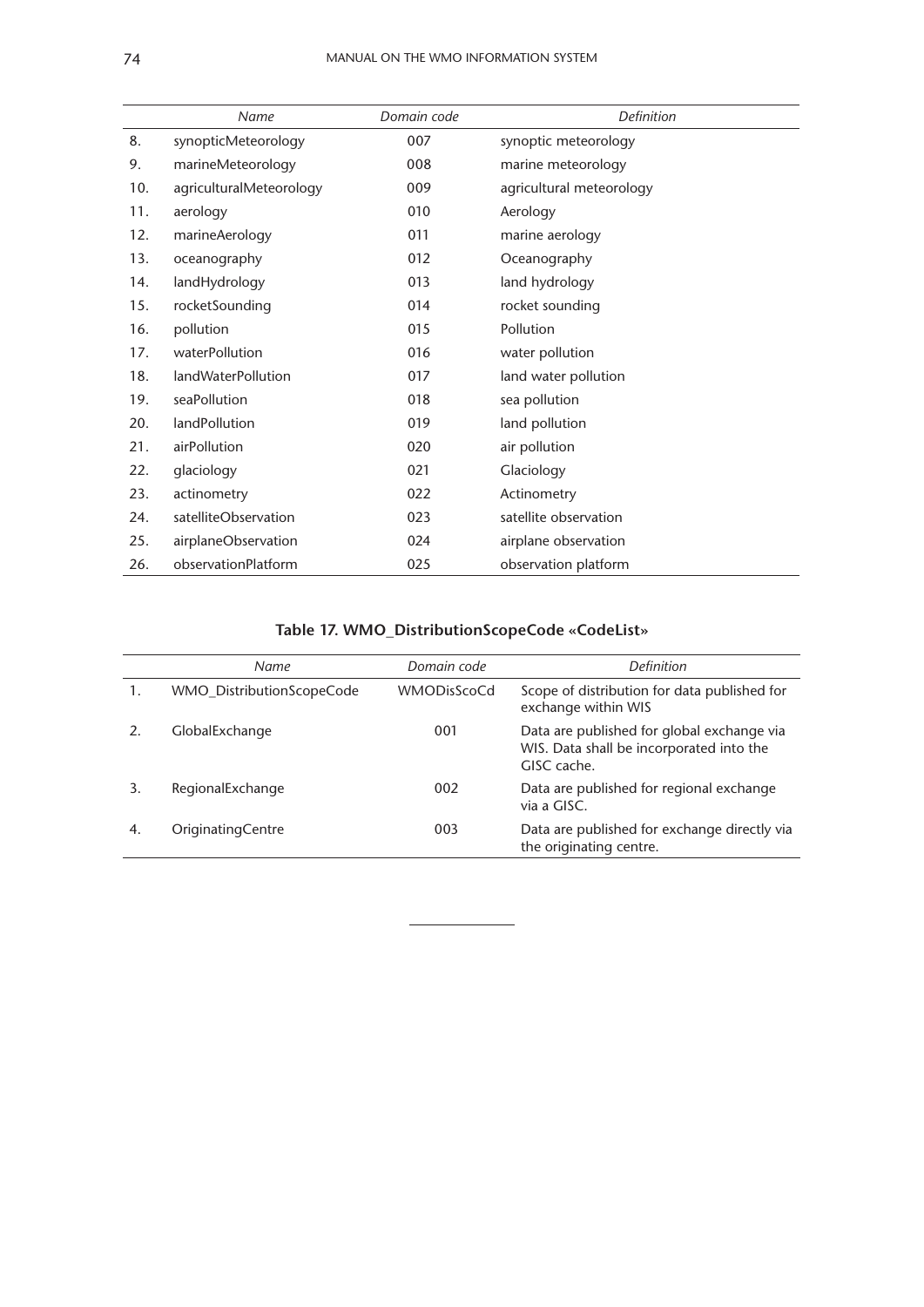|  | Name | Domain code | Definition |
|---|---|---|---|
| 8. | synopticMeteorology | 007 | synoptic meteorology |
| 9. | marineMeteorology | 008 | marine meteorology |
| 10. | agriculturalMeteorology | 009 | agricultural meteorology |
| 11. | aerology | 010 | Aerology |
| 12. | marineAerology | 011 | marine aerology |
| 13. | oceanography | 012 | Oceanography |
| 14. | landHydrology | 013 | land hydrology |
| 15. | rocketSounding | 014 | rocket sounding |
| 16. | pollution | 015 | Pollution |
| 17. | waterPollution | 016 | water pollution |
| 18. | landWaterPollution | 017 | land water pollution |
| 19. | seaPollution | 018 | sea pollution |
| 20. | landPollution | 019 | land pollution |
| 21. | airPollution | 020 | air pollution |
| 22. | glaciology | 021 | Glaciology |
| 23. | actinometry | 022 | Actinometry |
| 24. | satelliteObservation | 023 | satellite observation |
| 25. | airplaneObservation | 024 | airplane observation |
| 26. | observationPlatform | 025 | observation platform |

**Table 17. WMO_DistributionScopeCode «CodeList»**

|  | Name | Domain code | Definition |
|---|---|---|---|
| 1. | WMO_DistributionScopeCode | WMODisScoCd | Scope of distribution for data published for exchange within WIS |
| 2. | GlobalExchange | 001 | Data are published for global exchange via WIS. Data shall be incorporated into the GISC cache. |
| 3. | RegionalExchange | 002 | Data are published for regional exchange via a GISC. |
| 4. | OriginatingCentre | 003 | Data are published for exchange directly via the originating centre. |